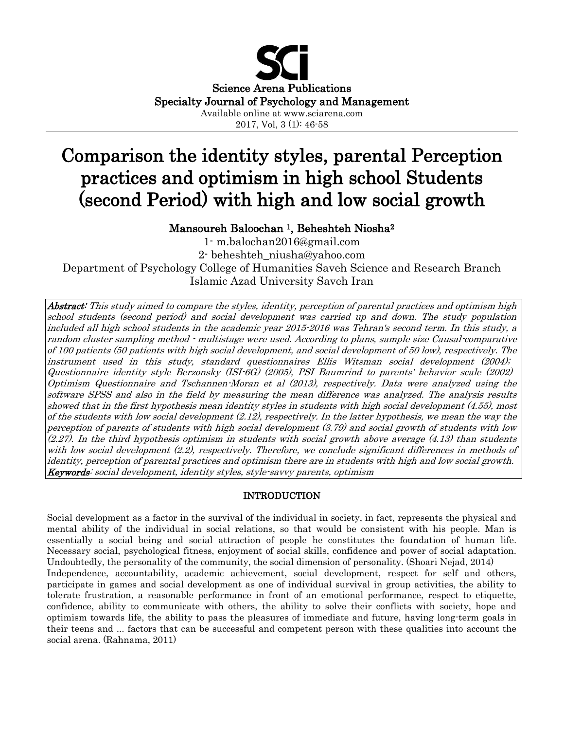# Comparison the identity styles, parental Perception practices and optimism in high school Students (second Period) with high and low social growth

**Mansoureh Baloochan [1], Beheshteh Niosha[2]**

1- m.balochan2016@gmail.com

2- beheshteh_niusha@yahoo.com

Department of Psychology College of Humanities Saveh Science and Research Branch Islamic Azad University Saveh Iran

***Abstract:*** *This study aimed to compare the styles, identity, perception of parental practices and optimism high school students (second period) and social development was carried up and down. The study population included all high school students in the academic year 2015-2016 was Tehran's second term. In this study, a random cluster sampling method - multistage were used. According to plans, sample size Causal-comparative of 100 patients (50 patients with high social development, and social development of 50 low), respectively. The instrument used in this study, standard questionnaires Ellis Witsman social development (2004); Questionnaire identity style Berzonsky (ISI-6G) (2005), PSI Baumrind to parents' behavior scale (2002) Optimism Questionnaire and Tschannen-Moran et al (2013), respectively. Data were analyzed using the software SPSS and also in the field by measuring the mean difference was analyzed. The analysis results showed that in the first hypothesis mean identity styles in students with high social development (4.55), most of the students with low social development (2.12), respectively. In the latter hypothesis, we mean the way the perception of parents of students with high social development (3.79) and social growth of students with low (2.27). In the third hypothesis optimism in students with social growth above average (4.13) than students with low social development (2.2), respectively. Therefore, we conclude significant differences in methods of identity, perception of parental practices and optimism there are in students with high and low social growth.*

***Keywords****: social development, identity styles, style-savvy parents, optimism*

## INTRODUCTION

Social development as a factor in the survival of the individual in society, in fact, represents the physical and mental ability of the individual in social relations, so that would be consistent with his people. Man is essentially a social being and social attraction of people he constitutes the foundation of human life. Necessary social, psychological fitness, enjoyment of social skills, confidence and power of social adaptation. Undoubtedly, the personality of the community, the social dimension of personality. (Shoari Nejad, 2014)

Independence, accountability, academic achievement, social development, respect for self and others, participate in games and social development as one of individual survival in group activities, the ability to tolerate frustration, a reasonable performance in front of an emotional performance, respect to etiquette, confidence, ability to communicate with others, the ability to solve their conflicts with society, hope and optimism towards life, the ability to pass the pleasures of immediate and future, having long-term goals in their teens and ... factors that can be successful and competent person with these qualities into account the social arena. (Rahnama, 2011)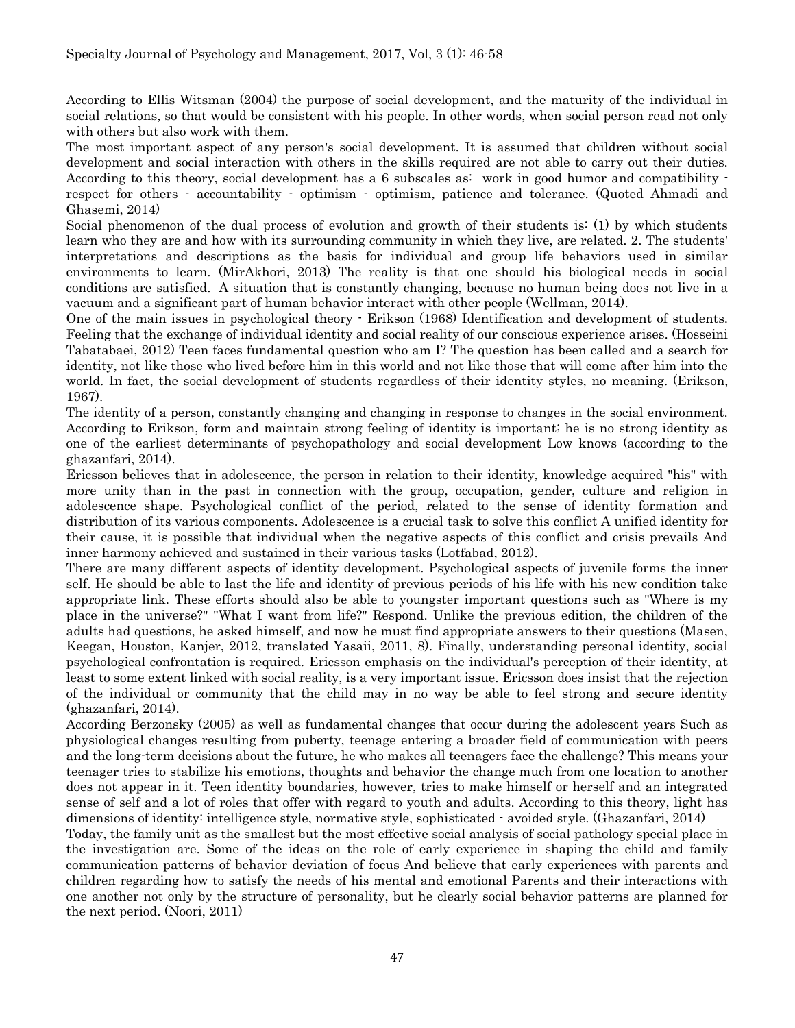According to Ellis Witsman (2004) the purpose of social development, and the maturity of the individual in social relations, so that would be consistent with his people. In other words, when social person read not only with others but also work with them.

The most important aspect of any person's social development. It is assumed that children without social development and social interaction with others in the skills required are not able to carry out their duties. According to this theory, social development has a 6 subscales as: work in good humor and compatibility - respect for others - accountability - optimism - optimism, patience and tolerance. (Quoted Ahmadi and Ghasemi, 2014)

Social phenomenon of the dual process of evolution and growth of their students is: (1) by which students learn who they are and how with its surrounding community in which they live, are related. 2. The students' interpretations and descriptions as the basis for individual and group life behaviors used in similar environments to learn. (MirAkhori, 2013) The reality is that one should his biological needs in social conditions are satisfied. A situation that is constantly changing, because no human being does not live in a vacuum and a significant part of human behavior interact with other people (Wellman, 2014).

One of the main issues in psychological theory - Erikson (1968) Identification and development of students. Feeling that the exchange of individual identity and social reality of our conscious experience arises. (Hosseini Tabatabaei, 2012) Teen faces fundamental question who am I? The question has been called and a search for identity, not like those who lived before him in this world and not like those that will come after him into the world. In fact, the social development of students regardless of their identity styles, no meaning. (Erikson, 1967).

The identity of a person, constantly changing and changing in response to changes in the social environment. According to Erikson, form and maintain strong feeling of identity is important; he is no strong identity as one of the earliest determinants of psychopathology and social development Low knows (according to the ghazanfari, 2014).

Ericsson believes that in adolescence, the person in relation to their identity, knowledge acquired "his" with more unity than in the past in connection with the group, occupation, gender, culture and religion in adolescence shape. Psychological conflict of the period, related to the sense of identity formation and distribution of its various components. Adolescence is a crucial task to solve this conflict A unified identity for their cause, it is possible that individual when the negative aspects of this conflict and crisis prevails And inner harmony achieved and sustained in their various tasks (Lotfabad, 2012).

There are many different aspects of identity development. Psychological aspects of juvenile forms the inner self. He should be able to last the life and identity of previous periods of his life with his new condition take appropriate link. These efforts should also be able to youngster important questions such as "Where is my place in the universe?" "What I want from life?" Respond. Unlike the previous edition, the children of the adults had questions, he asked himself, and now he must find appropriate answers to their questions (Masen, Keegan, Houston, Kanjer, 2012, translated Yasaii, 2011, 8). Finally, understanding personal identity, social psychological confrontation is required. Ericsson emphasis on the individual's perception of their identity, at least to some extent linked with social reality, is a very important issue. Ericsson does insist that the rejection of the individual or community that the child may in no way be able to feel strong and secure identity (ghazanfari, 2014).

According Berzonsky (2005) as well as fundamental changes that occur during the adolescent years Such as physiological changes resulting from puberty, teenage entering a broader field of communication with peers and the long-term decisions about the future, he who makes all teenagers face the challenge? This means your teenager tries to stabilize his emotions, thoughts and behavior the change much from one location to another does not appear in it. Teen identity boundaries, however, tries to make himself or herself and an integrated sense of self and a lot of roles that offer with regard to youth and adults. According to this theory, light has dimensions of identity: intelligence style, normative style, sophisticated - avoided style. (Ghazanfari, 2014)

Today, the family unit as the smallest but the most effective social analysis of social pathology special place in the investigation are. Some of the ideas on the role of early experience in shaping the child and family communication patterns of behavior deviation of focus And believe that early experiences with parents and children regarding how to satisfy the needs of his mental and emotional Parents and their interactions with one another not only by the structure of personality, but he clearly social behavior patterns are planned for the next period. (Noori, 2011)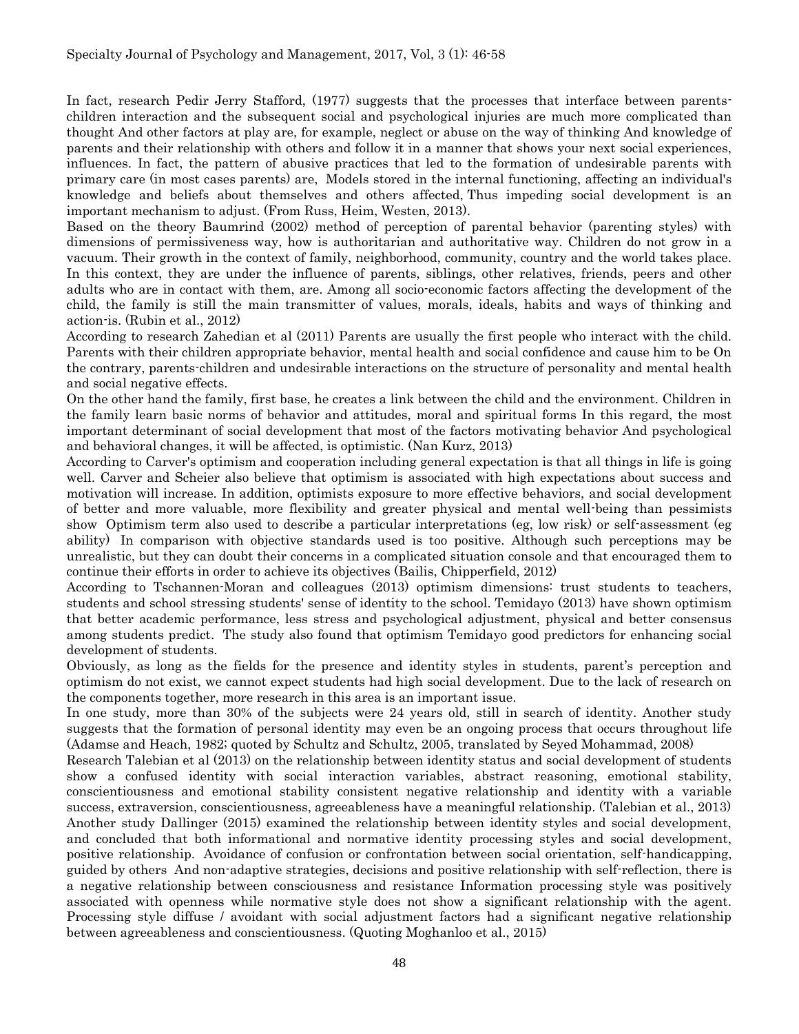In fact, research Pedir Jerry Stafford, (1977) suggests that the processes that interface between parents-children interaction and the subsequent social and psychological injuries are much more complicated than thought And other factors at play are, for example, neglect or abuse on the way of thinking And knowledge of parents and their relationship with others and follow it in a manner that shows your next social experiences, influences. In fact, the pattern of abusive practices that led to the formation of undesirable parents with primary care (in most cases parents) are, Models stored in the internal functioning, affecting an individual's knowledge and beliefs about themselves and others affected, Thus impeding social development is an important mechanism to adjust. (From Russ, Heim, Westen, 2013).

Based on the theory Baumrind (2002) method of perception of parental behavior (parenting styles) with dimensions of permissiveness way, how is authoritarian and authoritative way. Children do not grow in a vacuum. Their growth in the context of family, neighborhood, community, country and the world takes place. In this context, they are under the influence of parents, siblings, other relatives, friends, peers and other adults who are in contact with them, are. Among all socio-economic factors affecting the development of the child, the family is still the main transmitter of values, morals, ideals, habits and ways of thinking and action-is. (Rubin et al., 2012)

According to research Zahedian et al (2011) Parents are usually the first people who interact with the child. Parents with their children appropriate behavior, mental health and social confidence and cause him to be On the contrary, parents-children and undesirable interactions on the structure of personality and mental health and social negative effects.

On the other hand the family, first base, he creates a link between the child and the environment. Children in the family learn basic norms of behavior and attitudes, moral and spiritual forms In this regard, the most important determinant of social development that most of the factors motivating behavior And psychological and behavioral changes, it will be affected, is optimistic. (Nan Kurz, 2013)

According to Carver's optimism and cooperation including general expectation is that all things in life is going well. Carver and Scheier also believe that optimism is associated with high expectations about success and motivation will increase. In addition, optimists exposure to more effective behaviors, and social development of better and more valuable, more flexibility and greater physical and mental well-being than pessimists show Optimism term also used to describe a particular interpretations (eg, low risk) or self-assessment (eg ability) In comparison with objective standards used is too positive. Although such perceptions may be unrealistic, but they can doubt their concerns in a complicated situation console and that encouraged them to continue their efforts in order to achieve its objectives (Bailis, Chipperfield, 2012)

According to Tschannen-Moran and colleagues (2013) optimism dimensions: trust students to teachers, students and school stressing students' sense of identity to the school. Temidayo (2013) have shown optimism that better academic performance, less stress and psychological adjustment, physical and better consensus among students predict. The study also found that optimism Temidayo good predictors for enhancing social development of students.

Obviously, as long as the fields for the presence and identity styles in students, parent's perception and optimism do not exist, we cannot expect students had high social development. Due to the lack of research on the components together, more research in this area is an important issue.

In one study, more than 30% of the subjects were 24 years old, still in search of identity. Another study suggests that the formation of personal identity may even be an ongoing process that occurs throughout life (Adamse and Heach, 1982; quoted by Schultz and Schultz, 2005, translated by Seyed Mohammad, 2008)

Research Talebian et al (2013) on the relationship between identity status and social development of students show a confused identity with social interaction variables, abstract reasoning, emotional stability, conscientiousness and emotional stability consistent negative relationship and identity with a variable success, extraversion, conscientiousness, agreeableness have a meaningful relationship. (Talebian et al., 2013)

Another study Dallinger (2015) examined the relationship between identity styles and social development, and concluded that both informational and normative identity processing styles and social development, positive relationship. Avoidance of confusion or confrontation between social orientation, self-handicapping, guided by others And non-adaptive strategies, decisions and positive relationship with self-reflection, there is a negative relationship between consciousness and resistance Information processing style was positively associated with openness while normative style does not show a significant relationship with the agent. Processing style diffuse / avoidant with social adjustment factors had a significant negative relationship between agreeableness and conscientiousness. (Quoting Moghanloo et al., 2015)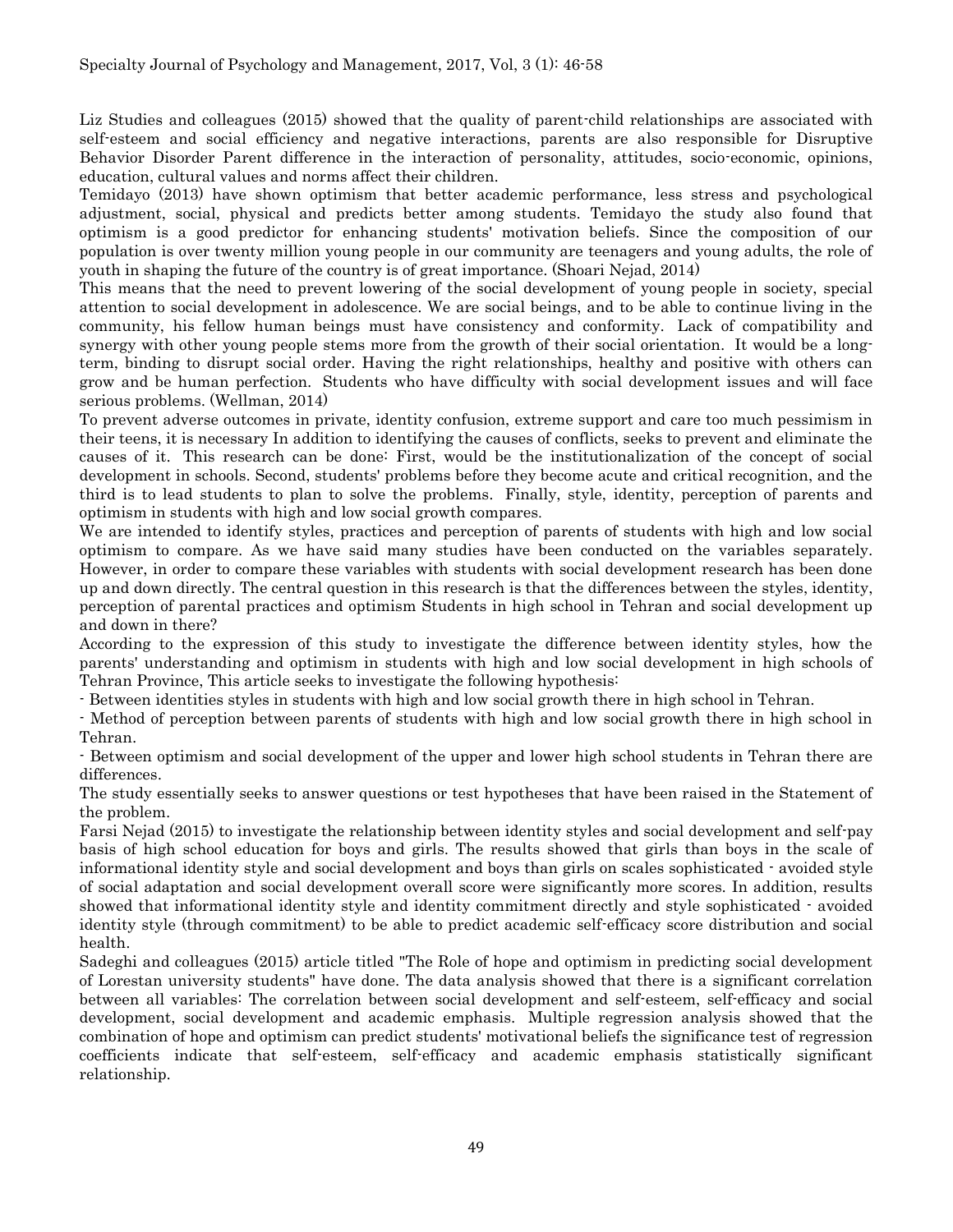Liz Studies and colleagues (2015) showed that the quality of parent-child relationships are associated with self-esteem and social efficiency and negative interactions, parents are also responsible for Disruptive Behavior Disorder Parent difference in the interaction of personality, attitudes, socio-economic, opinions, education, cultural values and norms affect their children.

Temidayo (2013) have shown optimism that better academic performance, less stress and psychological adjustment, social, physical and predicts better among students. Temidayo the study also found that optimism is a good predictor for enhancing students' motivation beliefs. Since the composition of our population is over twenty million young people in our community are teenagers and young adults, the role of youth in shaping the future of the country is of great importance. (Shoari Nejad, 2014)

This means that the need to prevent lowering of the social development of young people in society, special attention to social development in adolescence. We are social beings, and to be able to continue living in the community, his fellow human beings must have consistency and conformity. Lack of compatibility and synergy with other young people stems more from the growth of their social orientation. It would be a long-term, binding to disrupt social order. Having the right relationships, healthy and positive with others can grow and be human perfection. Students who have difficulty with social development issues and will face serious problems. (Wellman, 2014)

To prevent adverse outcomes in private, identity confusion, extreme support and care too much pessimism in their teens, it is necessary In addition to identifying the causes of conflicts, seeks to prevent and eliminate the causes of it. This research can be done: First, would be the institutionalization of the concept of social development in schools. Second, students' problems before they become acute and critical recognition, and the third is to lead students to plan to solve the problems. Finally, style, identity, perception of parents and optimism in students with high and low social growth compares.

We are intended to identify styles, practices and perception of parents of students with high and low social optimism to compare. As we have said many studies have been conducted on the variables separately. However, in order to compare these variables with students with social development research has been done up and down directly. The central question in this research is that the differences between the styles, identity, perception of parental practices and optimism Students in high school in Tehran and social development up and down in there?

According to the expression of this study to investigate the difference between identity styles, how the parents' understanding and optimism in students with high and low social development in high schools of Tehran Province, This article seeks to investigate the following hypothesis:

- Between identities styles in students with high and low social growth there in high school in Tehran.
- Method of perception between parents of students with high and low social growth there in high school in Tehran.
- Between optimism and social development of the upper and lower high school students in Tehran there are differences.

The study essentially seeks to answer questions or test hypotheses that have been raised in the Statement of the problem.

Farsi Nejad (2015) to investigate the relationship between identity styles and social development and self-pay basis of high school education for boys and girls. The results showed that girls than boys in the scale of informational identity style and social development and boys than girls on scales sophisticated - avoided style of social adaptation and social development overall score were significantly more scores. In addition, results showed that informational identity style and identity commitment directly and style sophisticated - avoided identity style (through commitment) to be able to predict academic self-efficacy score distribution and social health.

Sadeghi and colleagues (2015) article titled "The Role of hope and optimism in predicting social development of Lorestan university students" have done. The data analysis showed that there is a significant correlation between all variables: The correlation between social development and self-esteem, self-efficacy and social development, social development and academic emphasis. Multiple regression analysis showed that the combination of hope and optimism can predict students' motivational beliefs the significance test of regression coefficients indicate that self-esteem, self-efficacy and academic emphasis statistically significant relationship.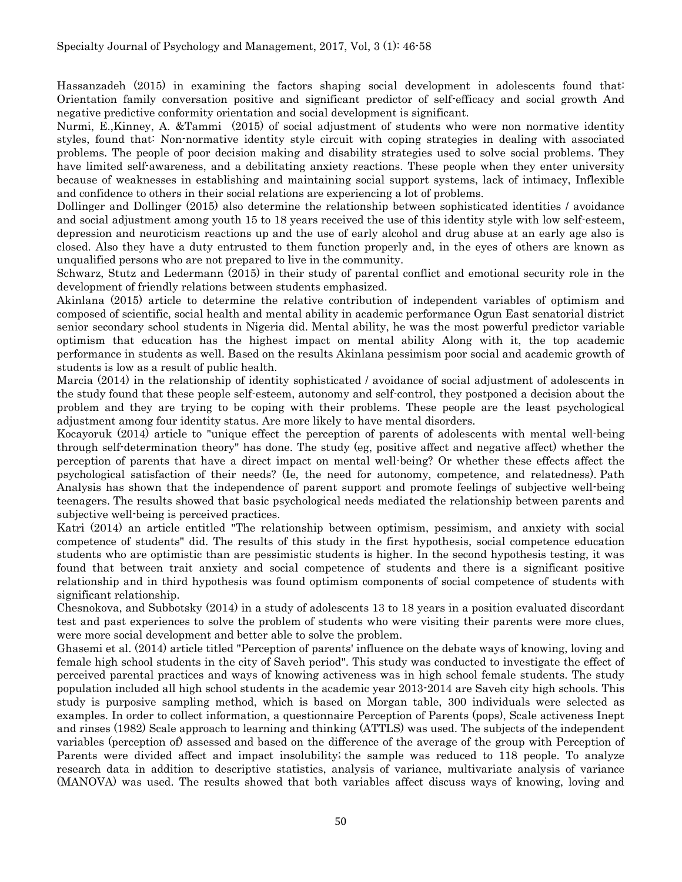Hassanzadeh (2015) in examining the factors shaping social development in adolescents found that: Orientation family conversation positive and significant predictor of self-efficacy and social growth And negative predictive conformity orientation and social development is significant.

Nurmi, E.,Kinney, A. &Tammi (2015) of social adjustment of students who were non normative identity styles, found that: Non-normative identity style circuit with coping strategies in dealing with associated problems. The people of poor decision making and disability strategies used to solve social problems. They have limited self-awareness, and a debilitating anxiety reactions. These people when they enter university because of weaknesses in establishing and maintaining social support systems, lack of intimacy, Inflexible and confidence to others in their social relations are experiencing a lot of problems.

Dollinger and Dollinger (2015) also determine the relationship between sophisticated identities / avoidance and social adjustment among youth 15 to 18 years received the use of this identity style with low self-esteem, depression and neuroticism reactions up and the use of early alcohol and drug abuse at an early age also is closed. Also they have a duty entrusted to them function properly and, in the eyes of others are known as unqualified persons who are not prepared to live in the community.

Schwarz, Stutz and Ledermann (2015) in their study of parental conflict and emotional security role in the development of friendly relations between students emphasized.

Akinlana (2015) article to determine the relative contribution of independent variables of optimism and composed of scientific, social health and mental ability in academic performance Ogun East senatorial district senior secondary school students in Nigeria did. Mental ability, he was the most powerful predictor variable optimism that education has the highest impact on mental ability Along with it, the top academic performance in students as well. Based on the results Akinlana pessimism poor social and academic growth of students is low as a result of public health.

Marcia (2014) in the relationship of identity sophisticated / avoidance of social adjustment of adolescents in the study found that these people self-esteem, autonomy and self-control, they postponed a decision about the problem and they are trying to be coping with their problems. These people are the least psychological adjustment among four identity status. Are more likely to have mental disorders.

Kocayoruk (2014) article to "unique effect the perception of parents of adolescents with mental well-being through self-determination theory" has done. The study (eg, positive affect and negative affect) whether the perception of parents that have a direct impact on mental well-being? Or whether these effects affect the psychological satisfaction of their needs? (Ie, the need for autonomy, competence, and relatedness). Path Analysis has shown that the independence of parent support and promote feelings of subjective well-being teenagers. The results showed that basic psychological needs mediated the relationship between parents and subjective well-being is perceived practices.

Katri (2014) an article entitled "The relationship between optimism, pessimism, and anxiety with social competence of students" did. The results of this study in the first hypothesis, social competence education students who are optimistic than are pessimistic students is higher. In the second hypothesis testing, it was found that between trait anxiety and social competence of students and there is a significant positive relationship and in third hypothesis was found optimism components of social competence of students with significant relationship.

Chesnokova, and Subbotsky (2014) in a study of adolescents 13 to 18 years in a position evaluated discordant test and past experiences to solve the problem of students who were visiting their parents were more clues, were more social development and better able to solve the problem.

Ghasemi et al. (2014) article titled "Perception of parents' influence on the debate ways of knowing, loving and female high school students in the city of Saveh period". This study was conducted to investigate the effect of perceived parental practices and ways of knowing activeness was in high school female students. The study population included all high school students in the academic year 2013-2014 are Saveh city high schools. This study is purposive sampling method, which is based on Morgan table, 300 individuals were selected as examples. In order to collect information, a questionnaire Perception of Parents (pops), Scale activeness Inept and rinses (1982) Scale approach to learning and thinking (ATTLS) was used. The subjects of the independent variables (perception of) assessed and based on the difference of the average of the group with Perception of Parents were divided affect and impact insolubility; the sample was reduced to 118 people. To analyze research data in addition to descriptive statistics, analysis of variance, multivariate analysis of variance (MANOVA) was used. The results showed that both variables affect discuss ways of knowing, loving and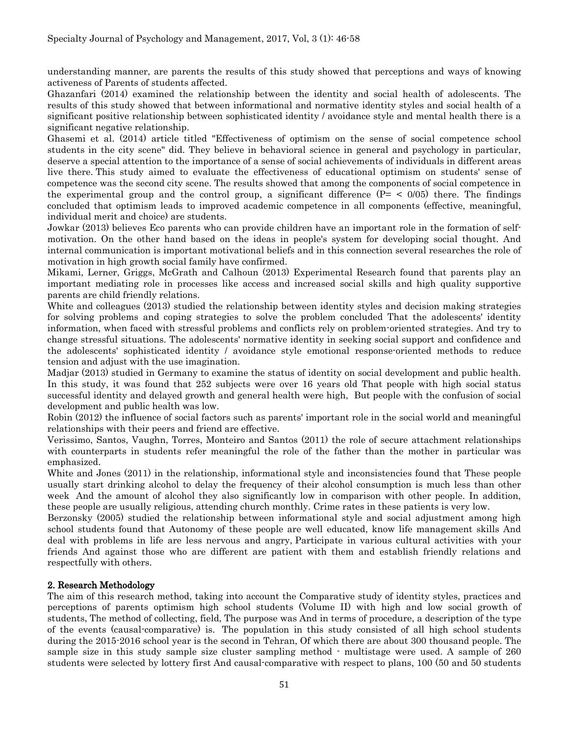understanding manner, are parents the results of this study showed that perceptions and ways of knowing activeness of Parents of students affected.

Ghazanfari (2014) examined the relationship between the identity and social health of adolescents. The results of this study showed that between informational and normative identity styles and social health of a significant positive relationship between sophisticated identity / avoidance style and mental health there is a significant negative relationship.

Ghasemi et al. (2014) article titled "Effectiveness of optimism on the sense of social competence school students in the city scene" did. They believe in behavioral science in general and psychology in particular, deserve a special attention to the importance of a sense of social achievements of individuals in different areas live there. This study aimed to evaluate the effectiveness of educational optimism on students' sense of competence was the second city scene. The results showed that among the components of social competence in the experimental group and the control group, a significant difference (P= < 0/05) there. The findings concluded that optimism leads to improved academic competence in all components (effective, meaningful, individual merit and choice) are students.

Jowkar (2013) believes Eco parents who can provide children have an important role in the formation of self-motivation. On the other hand based on the ideas in people's system for developing social thought. And internal communication is important motivational beliefs and in this connection several researches the role of motivation in high growth social family have confirmed.

Mikami, Lerner, Griggs, McGrath and Calhoun (2013) Experimental Research found that parents play an important mediating role in processes like access and increased social skills and high quality supportive parents are child friendly relations.

White and colleagues (2013) studied the relationship between identity styles and decision making strategies for solving problems and coping strategies to solve the problem concluded That the adolescents' identity information, when faced with stressful problems and conflicts rely on problem-oriented strategies. And try to change stressful situations. The adolescents' normative identity in seeking social support and confidence and the adolescents' sophisticated identity / avoidance style emotional response-oriented methods to reduce tension and adjust with the use imagination.

Madjar (2013) studied in Germany to examine the status of identity on social development and public health. In this study, it was found that 252 subjects were over 16 years old That people with high social status successful identity and delayed growth and general health were high, But people with the confusion of social development and public health was low.

Robin (2012) the influence of social factors such as parents' important role in the social world and meaningful relationships with their peers and friend are effective.

Verissimo, Santos, Vaughn, Torres, Monteiro and Santos (2011) the role of secure attachment relationships with counterparts in students refer meaningful the role of the father than the mother in particular was emphasized.

White and Jones (2011) in the relationship, informational style and inconsistencies found that These people usually start drinking alcohol to delay the frequency of their alcohol consumption is much less than other week And the amount of alcohol they also significantly low in comparison with other people. In addition, these people are usually religious, attending church monthly. Crime rates in these patients is very low.

Berzonsky (2005) studied the relationship between informational style and social adjustment among high school students found that Autonomy of these people are well educated, know life management skills And deal with problems in life are less nervous and angry, Participate in various cultural activities with your friends And against those who are different are patient with them and establish friendly relations and respectfully with others.

## 2. Research Methodology

The aim of this research method, taking into account the Comparative study of identity styles, practices and perceptions of parents optimism high school students (Volume II) with high and low social growth of students, The method of collecting, field, The purpose was And in terms of procedure, a description of the type of the events (causal-comparative) is. The population in this study consisted of all high school students during the 2015-2016 school year is the second in Tehran, Of which there are about 300 thousand people. The sample size in this study sample size cluster sampling method - multistage were used. A sample of 260 students were selected by lottery first And causal-comparative with respect to plans, 100 (50 and 50 students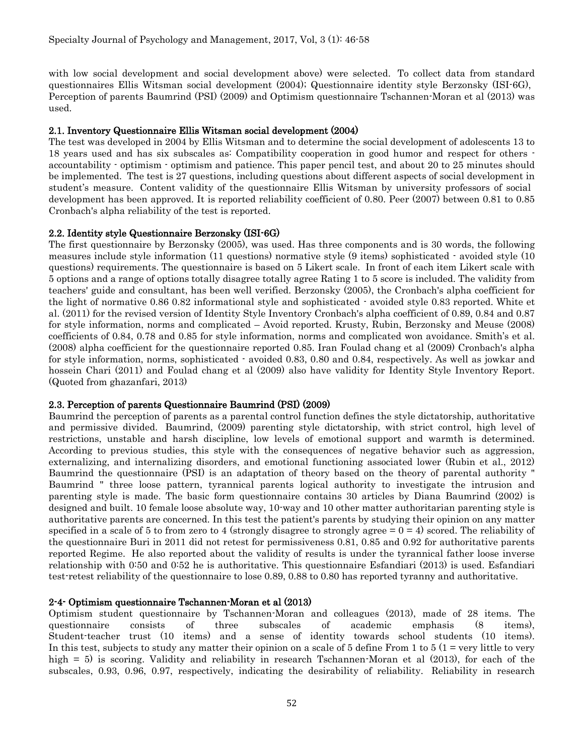with low social development and social development above) were selected. To collect data from standard questionnaires Ellis Witsman social development (2004); Questionnaire identity style Berzonsky (ISI-6G), Perception of parents Baumrind (PSI) (2009) and Optimism questionnaire Tschannen-Moran et al (2013) was used.

### 2.1. Inventory Questionnaire Ellis Witsman social development (2004)

The test was developed in 2004 by Ellis Witsman and to determine the social development of adolescents 13 to 18 years used and has six subscales as: Compatibility cooperation in good humor and respect for others - accountability - optimism - optimism and patience. This paper pencil test, and about 20 to 25 minutes should be implemented. The test is 27 questions, including questions about different aspects of social development in student's measure. Content validity of the questionnaire Ellis Witsman by university professors of social development has been approved. It is reported reliability coefficient of 0.80. Peer (2007) between 0.81 to 0.85 Cronbach's alpha reliability of the test is reported.

### 2.2. Identity style Questionnaire Berzonsky (ISI-6G)

The first questionnaire by Berzonsky (2005), was used. Has three components and is 30 words, the following measures include style information (11 questions) normative style (9 items) sophisticated - avoided style (10 questions) requirements. The questionnaire is based on 5 Likert scale. In front of each item Likert scale with 5 options and a range of options totally disagree totally agree Rating 1 to 5 score is included. The validity from teachers' guide and consultant, has been well verified. Berzonsky (2005), the Cronbach's alpha coefficient for the light of normative 0.86 0.82 informational style and sophisticated - avoided style 0.83 reported. White et al. (2011) for the revised version of Identity Style Inventory Cronbach's alpha coefficient of 0.89, 0.84 and 0.87 for style information, norms and complicated – Avoid reported. Krusty, Rubin, Berzonsky and Meuse (2008) coefficients of 0.84, 0.78 and 0.85 for style information, norms and complicated won avoidance. Smith's et al. (2008) alpha coefficient for the questionnaire reported 0.85. Iran Foulad chang et al (2009) Cronbach's alpha for style information, norms, sophisticated - avoided 0.83, 0.80 and 0.84, respectively. As well as jowkar and hossein Chari (2011) and Foulad chang et al (2009) also have validity for Identity Style Inventory Report. (Quoted from ghazanfari, 2013)

### 2.3. Perception of parents Questionnaire Baumrind (PSI) (2009)

Baumrind the perception of parents as a parental control function defines the style dictatorship, authoritative and permissive divided. Baumrind, (2009) parenting style dictatorship, with strict control, high level of restrictions, unstable and harsh discipline, low levels of emotional support and warmth is determined. According to previous studies, this style with the consequences of negative behavior such as aggression, externalizing, and internalizing disorders, and emotional functioning associated lower (Rubin et al., 2012) Baumrind the questionnaire (PSI) is an adaptation of theory based on the theory of parental authority " Baumrind " three loose pattern, tyrannical parents logical authority to investigate the intrusion and parenting style is made. The basic form questionnaire contains 30 articles by Diana Baumrind (2002) is designed and built. 10 female loose absolute way, 10-way and 10 other matter authoritarian parenting style is authoritative parents are concerned. In this test the patient's parents by studying their opinion on any matter specified in a scale of 5 to from zero to 4 (strongly disagree to strongly agree = 0 = 4) scored. The reliability of the questionnaire Buri in 2011 did not retest for permissiveness 0.81, 0.85 and 0.92 for authoritative parents reported Regime. He also reported about the validity of results is under the tyrannical father loose inverse relationship with 0:50 and 0:52 he is authoritative. This questionnaire Esfandiari (2013) is used. Esfandiari test-retest reliability of the questionnaire to lose 0.89, 0.88 to 0.80 has reported tyranny and authoritative.

### 2-4- Optimism questionnaire Tschannen-Moran et al (2013)

Optimism student questionnaire by Tschannen-Moran and colleagues (2013), made of 28 items. The questionnaire consists of three subscales of academic emphasis (8 items), Student-teacher trust (10 items) and a sense of identity towards school students (10 items). In this test, subjects to study any matter their opinion on a scale of 5 define From 1 to 5 (1 = very little to very high = 5) is scoring. Validity and reliability in research Tschannen-Moran et al (2013), for each of the subscales, 0.93, 0.96, 0.97, respectively, indicating the desirability of reliability. Reliability in research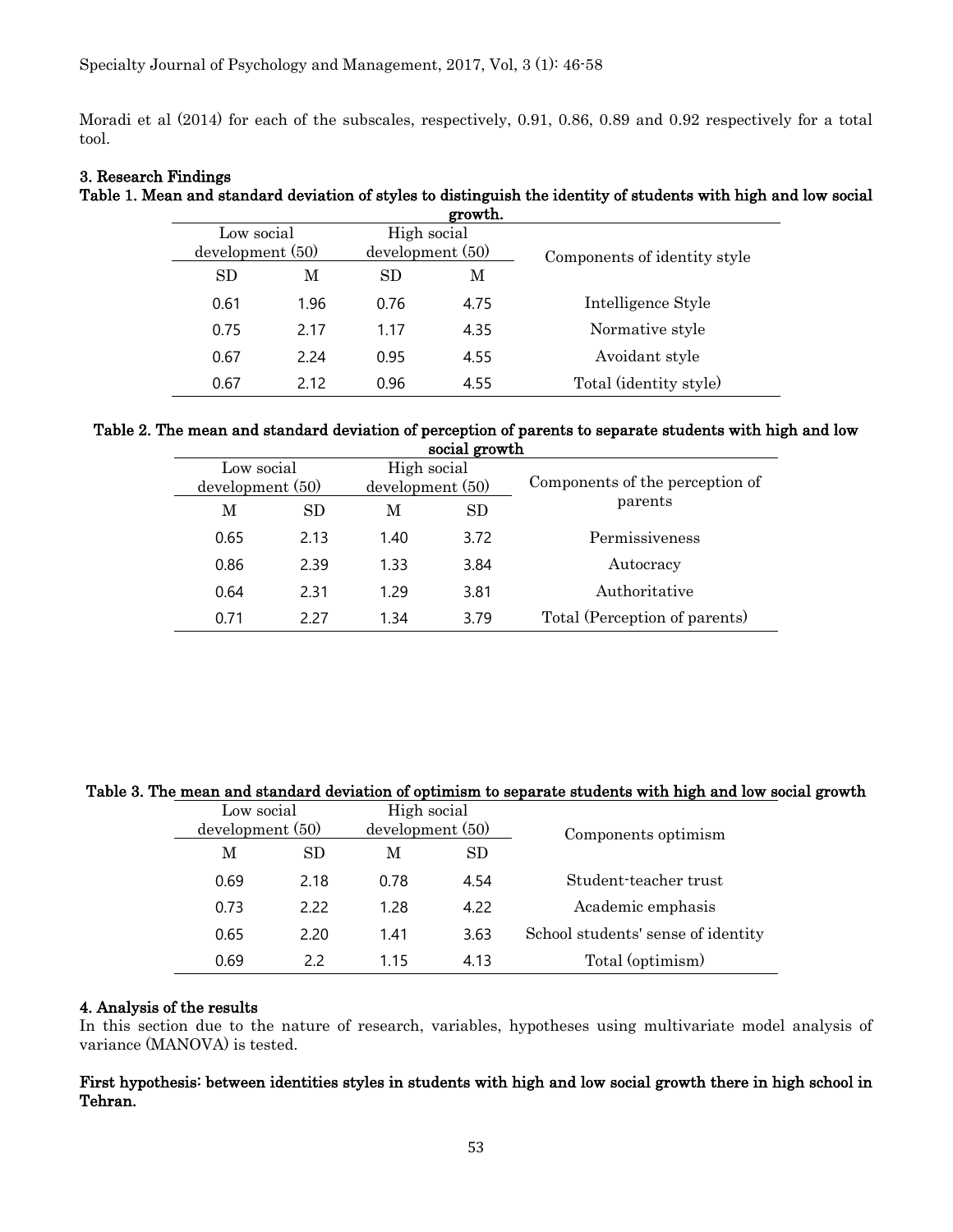Moradi et al (2014) for each of the subscales, respectively, 0.91, 0.86, 0.89 and 0.92 respectively for a total tool.

### 3. Research Findings

**Table 1. Mean and standard deviation of styles to distinguish the identity of students with high and low social growth.**

| Low social development (50) | | High social development (50) | | Components of identity style |
|---|---|---|---|---|
| SD | M | SD | M | |
| 0.61 | 1.96 | 0.76 | 4.75 | Intelligence Style |
| 0.75 | 2.17 | 1.17 | 4.35 | Normative style |
| 0.67 | 2.24 | 0.95 | 4.55 | Avoidant style |
| 0.67 | 2.12 | 0.96 | 4.55 | Total (identity style) |

**Table 2. The mean and standard deviation of perception of parents to separate students with high and low social growth**

| Low social development (50) | | High social development (50) | | Components of the perception of parents |
|---|---|---|---|---|
| M | SD | M | SD | |
| 0.65 | 2.13 | 1.40 | 3.72 | Permissiveness |
| 0.86 | 2.39 | 1.33 | 3.84 | Autocracy |
| 0.64 | 2.31 | 1.29 | 3.81 | Authoritative |
| 0.71 | 2.27 | 1.34 | 3.79 | Total (Perception of parents) |

**Table 3. The mean and standard deviation of optimism to separate students with high and low social growth**

| Low social development (50) | | High social development (50) | | Components optimism |
|---|---|---|---|---|
| M | SD | M | SD | |
| 0.69 | 2.18 | 0.78 | 4.54 | Student-teacher trust |
| 0.73 | 2.22 | 1.28 | 4.22 | Academic emphasis |
| 0.65 | 2.20 | 1.41 | 3.63 | School students' sense of identity |
| 0.69 | 2.2 | 1.15 | 4.13 | Total (optimism) |

### 4. Analysis of the results

In this section due to the nature of research, variables, hypotheses using multivariate model analysis of variance (MANOVA) is tested.

**First hypothesis: between identities styles in students with high and low social growth there in high school in Tehran.**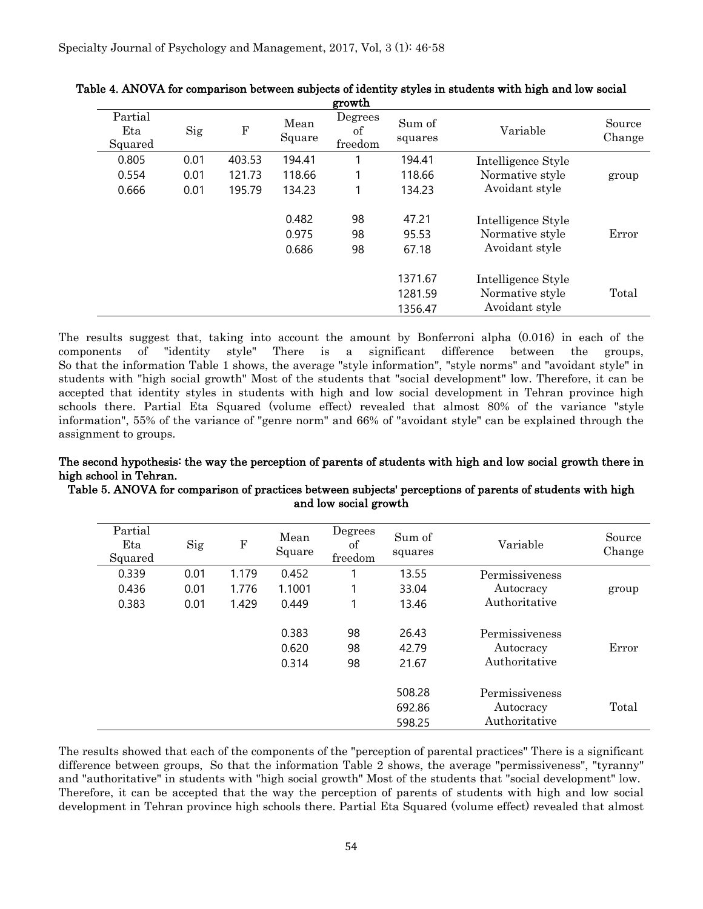Table 4. ANOVA for comparison between subjects of identity styles in students with high and low social growth

| Partial Eta Squared | Sig | F | Mean Square | Degrees of freedom | Sum of squares | Variable | Source Change |
|---|---|---|---|---|---|---|---|
| 0.805 | 0.01 | 403.53 | 194.41 | 1 | 194.41 | Intelligence Style | group |
| 0.554 | 0.01 | 121.73 | 118.66 | 1 | 118.66 | Normative style | |
| 0.666 | 0.01 | 195.79 | 134.23 | 1 | 134.23 | Avoidant style | |
| | | | 0.482 | 98 | 47.21 | Intelligence Style | Error |
| | | | 0.975 | 98 | 95.53 | Normative style | |
| | | | 0.686 | 98 | 67.18 | Avoidant style | |
| | | | | | 1371.67 | Intelligence Style | Total |
| | | | | | 1281.59 | Normative style | |
| | | | | | 1356.47 | Avoidant style | |

The results suggest that, taking into account the amount by Bonferroni alpha (0.016) in each of the components of "identity style" There is a significant difference between the groups, So that the information Table 1 shows, the average "style information", "style norms" and "avoidant style" in students with "high social growth" Most of the students that "social development" low. Therefore, it can be accepted that identity styles in students with high and low social development in Tehran province high schools there. Partial Eta Squared (volume effect) revealed that almost 80% of the variance "style information", 55% of the variance of "genre norm" and 66% of "avoidant style" can be explained through the assignment to groups.

**The second hypothesis: the way the perception of parents of students with high and low social growth there in high school in Tehran.**

Table 5. ANOVA for comparison of practices between subjects' perceptions of parents of students with high and low social growth

| Partial Eta Squared | Sig | F | Mean Square | Degrees of freedom | Sum of squares | Variable | Source Change |
|---|---|---|---|---|---|---|---|
| 0.339 | 0.01 | 1.179 | 0.452 | 1 | 13.55 | Permissiveness | group |
| 0.436 | 0.01 | 1.776 | 1.1001 | 1 | 33.04 | Autocracy | |
| 0.383 | 0.01 | 1.429 | 0.449 | 1 | 13.46 | Authoritative | |
| | | | 0.383 | 98 | 26.43 | Permissiveness | Error |
| | | | 0.620 | 98 | 42.79 | Autocracy | |
| | | | 0.314 | 98 | 21.67 | Authoritative | |
| | | | | | 508.28 | Permissiveness | Total |
| | | | | | 692.86 | Autocracy | |
| | | | | | 598.25 | Authoritative | |

The results showed that each of the components of the "perception of parental practices" There is a significant difference between groups, So that the information Table 2 shows, the average "permissiveness", "tyranny" and "authoritative" in students with "high social growth" Most of the students that "social development" low. Therefore, it can be accepted that the way the perception of parents of students with high and low social development in Tehran province high schools there. Partial Eta Squared (volume effect) revealed that almost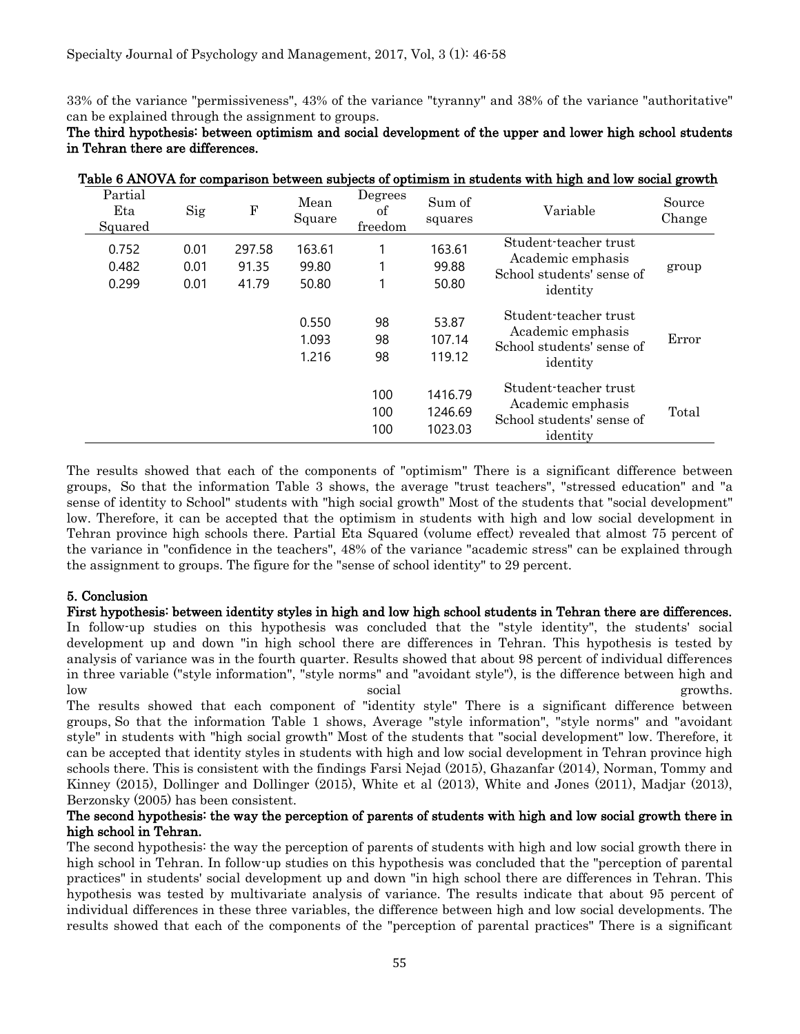33% of the variance "permissiveness", 43% of the variance "tyranny" and 38% of the variance "authoritative" can be explained through the assignment to groups.

**The third hypothesis: between optimism and social development of the upper and lower high school students in Tehran there are differences.**

**Table 6 ANOVA for comparison between subjects of optimism in students with high and low social growth**

| Partial Eta Squared | Sig | F | Mean Square | Degrees of freedom | Sum of squares | Variable | Source Change |
|---|---|---|---|---|---|---|---|
| 0.752 | 0.01 | 297.58 | 163.61 | 1 | 163.61 | Student-teacher trust | group |
| 0.482 | 0.01 | 91.35 | 99.80 | 1 | 99.88 | Academic emphasis | |
| 0.299 | 0.01 | 41.79 | 50.80 | 1 | 50.80 | School students' sense of identity | |
| | | | 0.550 | 98 | 53.87 | Student-teacher trust | Error |
| | | | 1.093 | 98 | 107.14 | Academic emphasis | |
| | | | 1.216 | 98 | 119.12 | School students' sense of identity | |
| | | | | 100 | 1416.79 | Student-teacher trust | Total |
| | | | | 100 | 1246.69 | Academic emphasis | |
| | | | | 100 | 1023.03 | School students' sense of identity | |

The results showed that each of the components of "optimism" There is a significant difference between groups, So that the information Table 3 shows, the average "trust teachers", "stressed education" and "a sense of identity to School" students with "high social growth" Most of the students that "social development" low. Therefore, it can be accepted that the optimism in students with high and low social development in Tehran province high schools there. Partial Eta Squared (volume effect) revealed that almost 75 percent of the variance in "confidence in the teachers", 48% of the variance "academic stress" can be explained through the assignment to groups. The figure for the "sense of school identity" to 29 percent.

## 5. Conclusion

**First hypothesis: between identity styles in high and low high school students in Tehran there are differences.**

In follow-up studies on this hypothesis was concluded that the "style identity", the students' social development up and down "in high school there are differences in Tehran. This hypothesis is tested by analysis of variance was in the fourth quarter. Results showed that about 98 percent of individual differences in three variable ("style information", "style norms" and "avoidant style"), is the difference between high and low social growths.

The results showed that each component of "identity style" There is a significant difference between groups, So that the information Table 1 shows, Average "style information", "style norms" and "avoidant style" in students with "high social growth" Most of the students that "social development" low. Therefore, it can be accepted that identity styles in students with high and low social development in Tehran province high schools there. This is consistent with the findings Farsi Nejad (2015), Ghazanfar (2014), Norman, Tommy and Kinney (2015), Dollinger and Dollinger (2015), White et al (2013), White and Jones (2011), Madjar (2013), Berzonsky (2005) has been consistent.

**The second hypothesis: the way the perception of parents of students with high and low social growth there in high school in Tehran.**

The second hypothesis: the way the perception of parents of students with high and low social growth there in high school in Tehran. In follow-up studies on this hypothesis was concluded that the "perception of parental practices" in students' social development up and down "in high school there are differences in Tehran. This hypothesis was tested by multivariate analysis of variance. The results indicate that about 95 percent of individual differences in these three variables, the difference between high and low social developments. The results showed that each of the components of the "perception of parental practices" There is a significant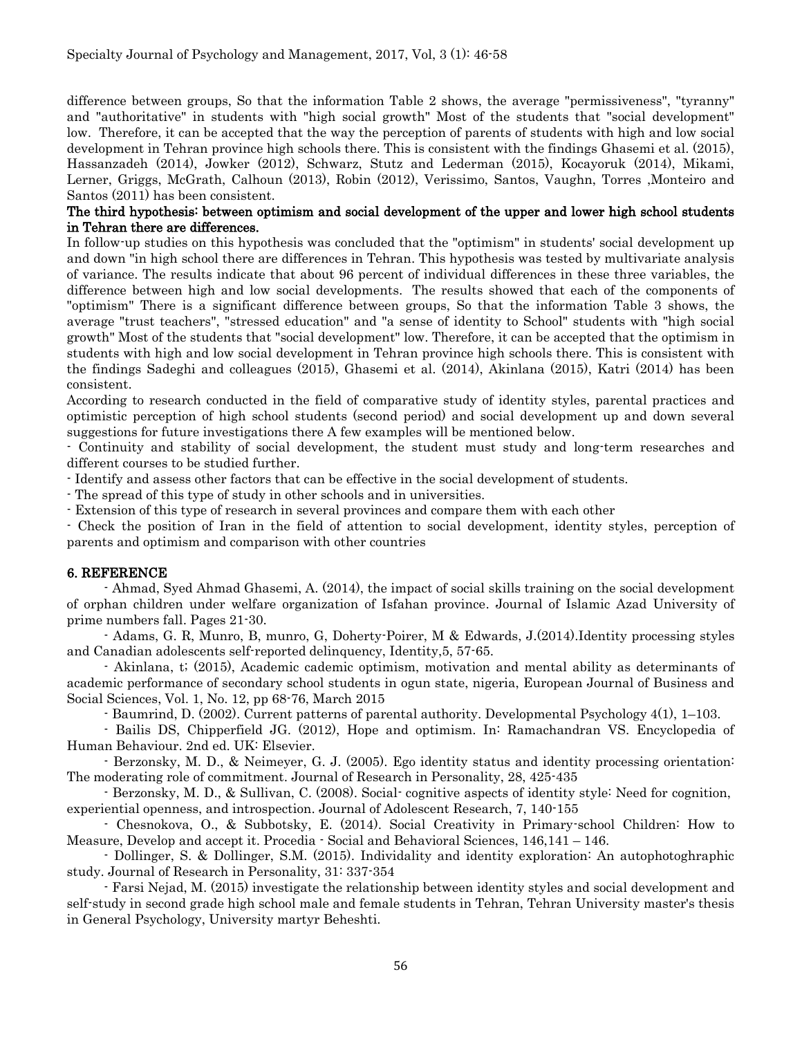difference between groups, So that the information Table 2 shows, the average "permissiveness", "tyranny" and "authoritative" in students with "high social growth" Most of the students that "social development" low. Therefore, it can be accepted that the way the perception of parents of students with high and low social development in Tehran province high schools there. This is consistent with the findings Ghasemi et al. (2015), Hassanzadeh (2014), Jowker (2012), Schwarz, Stutz and Lederman (2015), Kocayoruk (2014), Mikami, Lerner, Griggs, McGrath, Calhoun (2013), Robin (2012), Verissimo, Santos, Vaughn, Torres ,Monteiro and Santos (2011) has been consistent.

**The third hypothesis: between optimism and social development of the upper and lower high school students in Tehran there are differences.**

In follow-up studies on this hypothesis was concluded that the "optimism" in students' social development up and down "in high school there are differences in Tehran. This hypothesis was tested by multivariate analysis of variance. The results indicate that about 96 percent of individual differences in these three variables, the difference between high and low social developments. The results showed that each of the components of "optimism" There is a significant difference between groups, So that the information Table 3 shows, the average "trust teachers", "stressed education" and "a sense of identity to School" students with "high social growth" Most of the students that "social development" low. Therefore, it can be accepted that the optimism in students with high and low social development in Tehran province high schools there. This is consistent with the findings Sadeghi and colleagues (2015), Ghasemi et al. (2014), Akinlana (2015), Katri (2014) has been consistent.

According to research conducted in the field of comparative study of identity styles, parental practices and optimistic perception of high school students (second period) and social development up and down several suggestions for future investigations there A few examples will be mentioned below.

- Continuity and stability of social development, the student must study and long-term researches and different courses to be studied further.
- Identify and assess other factors that can be effective in the social development of students.
- The spread of this type of study in other schools and in universities.
- Extension of this type of research in several provinces and compare them with each other
- Check the position of Iran in the field of attention to social development, identity styles, perception of parents and optimism and comparison with other countries

## 6. REFERENCE

- Ahmad, Syed Ahmad Ghasemi, A. (2014), the impact of social skills training on the social development of orphan children under welfare organization of Isfahan province. Journal of Islamic Azad University of prime numbers fall. Pages 21-30.
- Adams, G. R, Munro, B, munro, G, Doherty-Poirer, M & Edwards, J.(2014).Identity processing styles and Canadian adolescents self-reported delinquency, Identity,5, 57-65.
- Akinlana, t; (2015), Academic cademic optimism, motivation and mental ability as determinants of academic performance of secondary school students in ogun state, nigeria, European Journal of Business and Social Sciences, Vol. 1, No. 12, pp 68-76, March 2015
- Baumrind, D. (2002). Current patterns of parental authority. Developmental Psychology 4(1), 1–103.
- Bailis DS, Chipperfield JG. (2012), Hope and optimism. In: Ramachandran VS. Encyclopedia of Human Behaviour. 2nd ed. UK: Elsevier.
- Berzonsky, M. D., & Neimeyer, G. J. (2005). Ego identity status and identity processing orientation: The moderating role of commitment. Journal of Research in Personality, 28, 425-435
- Berzonsky, M. D., & Sullivan, C. (2008). Social- cognitive aspects of identity style: Need for cognition, experiential openness, and introspection. Journal of Adolescent Research, 7, 140-155
- Chesnokova, O., & Subbotsky, E. (2014). Social Creativity in Primary-school Children: How to Measure, Develop and accept it. Procedia - Social and Behavioral Sciences, 146,141 – 146.
- Dollinger, S. & Dollinger, S.M. (2015). Individality and identity exploration: An autophotoghraphic study. Journal of Research in Personality, 31: 337-354
- Farsi Nejad, M. (2015) investigate the relationship between identity styles and social development and self-study in second grade high school male and female students in Tehran, Tehran University master's thesis in General Psychology, University martyr Beheshti.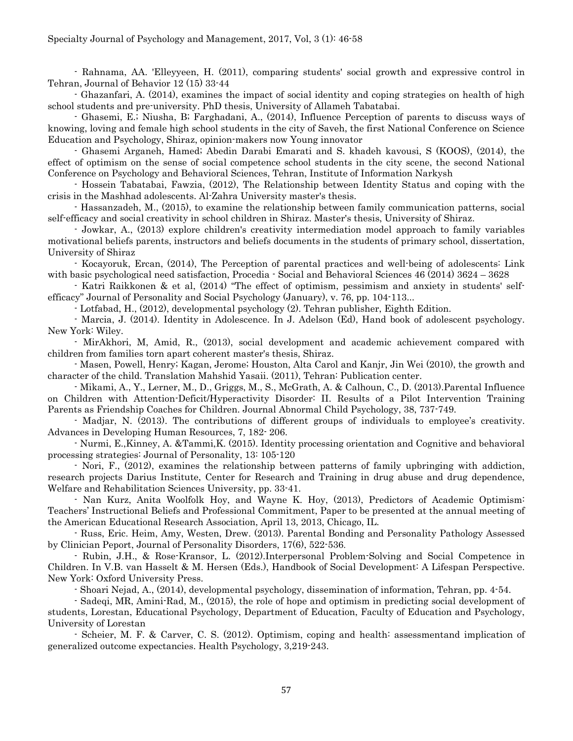- Rahnama, AA. 'Elleyyeen, H. (2011), comparing students' social growth and expressive control in Tehran, Journal of Behavior 12 (15) 33-44

- Ghazanfari, A. (2014), examines the impact of social identity and coping strategies on health of high school students and pre-university. PhD thesis, University of Allameh Tabatabai.

- Ghasemi, E.; Niusha, B; Farghadani, A., (2014), Influence Perception of parents to discuss ways of knowing, loving and female high school students in the city of Saveh, the first National Conference on Science Education and Psychology, Shiraz, opinion-makers now Young innovator

- Ghasemi Arganeh, Hamed; Abedin Darabi Emarati and S. khadeh kavousi, S (KOOS), (2014), the effect of optimism on the sense of social competence school students in the city scene, the second National Conference on Psychology and Behavioral Sciences, Tehran, Institute of Information Narkysh

- Hossein Tabatabai, Fawzia, (2012), The Relationship between Identity Status and coping with the crisis in the Mashhad adolescents. Al-Zahra University master's thesis.

- Hassanzadeh, M., (2015), to examine the relationship between family communication patterns, social self-efficacy and social creativity in school children in Shiraz. Master's thesis, University of Shiraz.

- Jowkar, A., (2013) explore children's creativity intermediation model approach to family variables motivational beliefs parents, instructors and beliefs documents in the students of primary school, dissertation, University of Shiraz

- Kocayoruk, Ercan, (2014), The Perception of parental practices and well-being of adolescents: Link with basic psychological need satisfaction, Procedia - Social and Behavioral Sciences 46 (2014) 3624 – 3628

- Katri Raikkonen & et al, (2014) "The effect of optimism, pessimism and anxiety in students' self-efficacy" Journal of Personality and Social Psychology (January), v. 76, pp. 104-113...

- Lotfabad, H., (2012), developmental psychology (2). Tehran publisher, Eighth Edition.

- Marcia, J. (2014). Identity in Adolescence. In J. Adelson (Ed), Hand book of adolescent psychology. New York: Wiley.

- MirAkhori, M, Amid, R., (2013), social development and academic achievement compared with children from families torn apart coherent master's thesis, Shiraz.

- Masen, Powell, Henry; Kagan, Jerome; Houston, Alta Carol and Kanjr, Jin Wei (2010), the growth and character of the child. Translation Mahshid Yasaii. (2011), Tehran: Publication center.

- Mikami, A., Y., Lerner, M., D., Griggs, M., S., McGrath, A. & Calhoun, C., D. (2013).Parental Influence on Children with Attention-Deficit/Hyperactivity Disorder: II. Results of a Pilot Intervention Training Parents as Friendship Coaches for Children. Journal Abnormal Child Psychology, 38, 737-749.

- Madjar, N. (2013). The contributions of different groups of individuals to employee's creativity. Advances in Developing Human Resources, 7, 182- 206.

- Nurmi, E.,Kinney, A. &Tammi,K. (2015). Identity processing orientation and Cognitive and behavioral processing strategies: Journal of Personality, 13: 105-120

- Nori, F., (2012), examines the relationship between patterns of family upbringing with addiction, research projects Darius Institute, Center for Research and Training in drug abuse and drug dependence, Welfare and Rehabilitation Sciences University, pp. 33-41.

- Nan Kurz, Anita Woolfolk Hoy, and Wayne K. Hoy, (2013), Predictors of Academic Optimism: Teachers' Instructional Beliefs and Professional Commitment, Paper to be presented at the annual meeting of the American Educational Research Association, April 13, 2013, Chicago, IL.

- Russ, Eric. Heim, Amy, Westen, Drew. (2013). Parental Bonding and Personality Pathology Assessed by Clinician Peport, Journal of Personality Disorders, 17(6), 522-536.

- Rubin, J.H., & Rose-Kransor, L. (2012).Interpersonal Problem-Solving and Social Competence in Children. In V.B. van Hasselt & M. Hersen (Eds.), Handbook of Social Development: A Lifespan Perspective. New York: Oxford University Press.

- Shoari Nejad, A., (2014), developmental psychology, dissemination of information, Tehran, pp. 4-54.

- Sadeqi, MR, Amini-Rad, M., (2015), the role of hope and optimism in predicting social development of students, Lorestan, Educational Psychology, Department of Education, Faculty of Education and Psychology, University of Lorestan

- Scheier, M. F. & Carver, C. S. (2012). Optimism, coping and health: assessmentand implication of generalized outcome expectancies. Health Psychology, 3,219-243.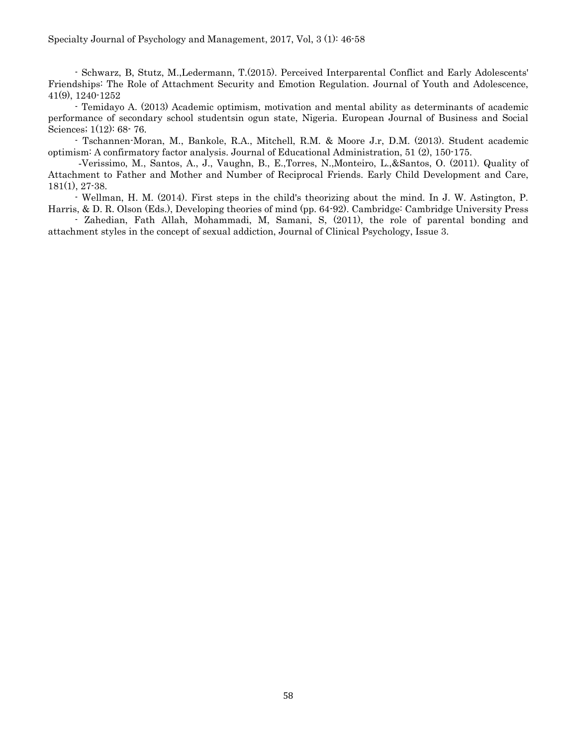- Schwarz, B, Stutz, M.,Ledermann, T.(2015). Perceived Interparental Conflict and Early Adolescents' Friendships: The Role of Attachment Security and Emotion Regulation. Journal of Youth and Adolescence, 41(9), 1240-1252

- Temidayo A. (2013) Academic optimism, motivation and mental ability as determinants of academic performance of secondary school studentsin ogun state, Nigeria. European Journal of Business and Social Sciences; 1(12): 68- 76.

- Tschannen-Moran, M., Bankole, R.A., Mitchell, R.M. & Moore J.r, D.M. (2013). Student academic optimism: A confirmatory factor analysis. Journal of Educational Administration, 51 (2), 150-175.

-Verissimo, M., Santos, A., J., Vaughn, B., E.,Torres, N.,Monteiro, L.,&Santos, O. (2011). Quality of Attachment to Father and Mother and Number of Reciprocal Friends. Early Child Development and Care, 181(1), 27-38.

- Wellman, H. M. (2014). First steps in the child's theorizing about the mind. In J. W. Astington, P. Harris, & D. R. Olson (Eds.), Developing theories of mind (pp. 64-92). Cambridge: Cambridge University Press

- Zahedian, Fath Allah, Mohammadi, M, Samani, S, (2011), the role of parental bonding and attachment styles in the concept of sexual addiction, Journal of Clinical Psychology, Issue 3.